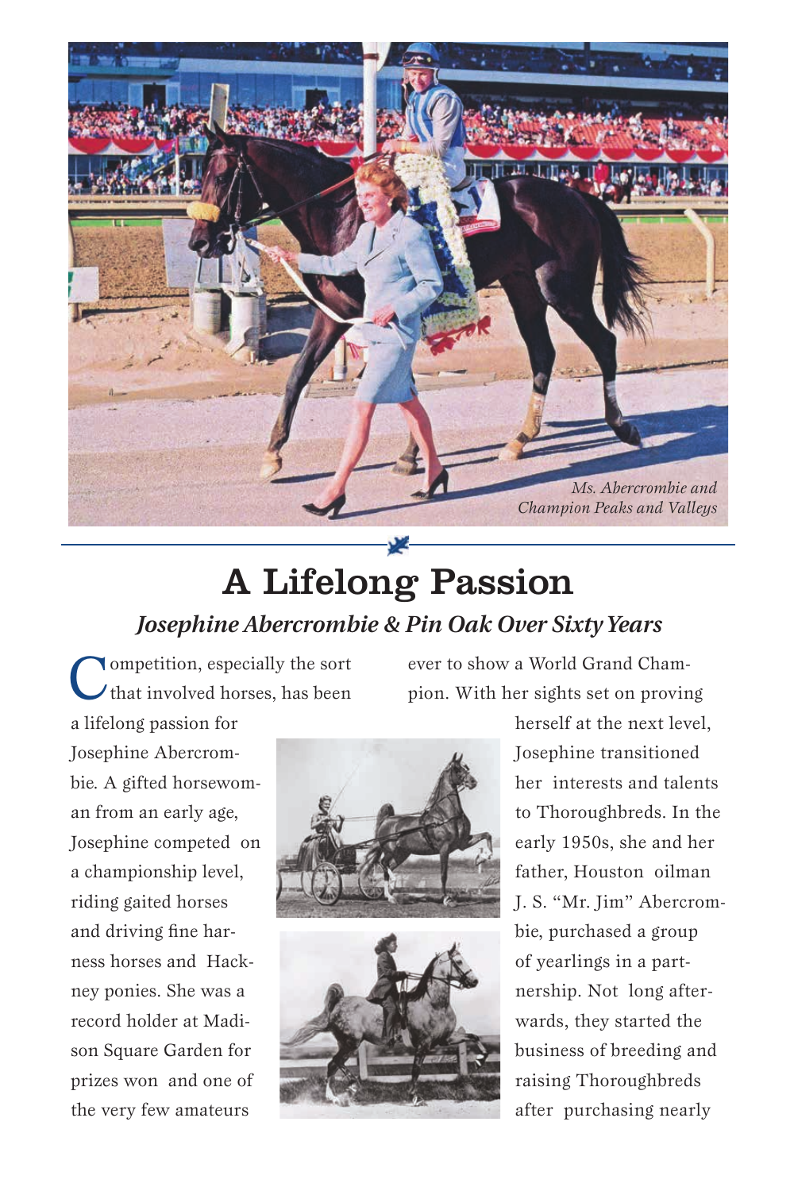Ms. Abercrombie and Champion Peaks and Valleys

# A Lifelong Passion

### *Josephine Abercrombie & Pin Oak Over Sixty Years*

Competition, especially the sort that involved horses, has been a lifelong passion for Josephine Abercrombie. A gifted horsewoman from an early age, Josephine competed on a championship level, riding gaited horses and driving fine harness horses and Hackney ponies. She was a record holder at Madison Square Garden for prizes won and one of the very few amateurs ever to show a World Grand Champion. With her sights set on proving herself at the next level, Josephine transitioned her interests and talents to Thoroughbreds. In the early 1950s, she and her father, Houston oilman J. S. "Mr. Jim" Abercrombie, purchased a group of yearlings in a partnership. Not long afterwards, they started the business of breeding and raising Thoroughbreds after purchasing nearly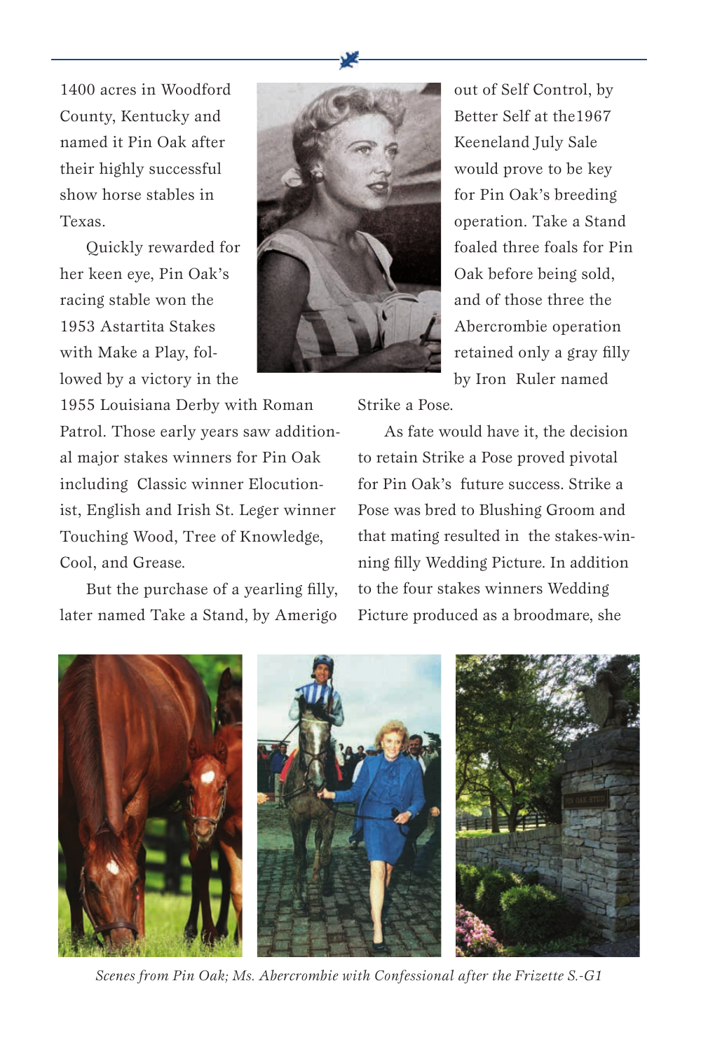1400 acres in Woodford County, Kentucky and named it Pin Oak after their highly successful show horse stables in Texas.

Quickly rewarded for her keen eye, Pin Oak's racing stable won the 1953 Astartita Stakes with Make a Play, followed by a victory in the 1955 Louisiana Derby with Roman Patrol. Those early years saw additional major stakes winners for Pin Oak including Classic winner Elocutionist, English and Irish St. Leger winner Touching Wood, Tree of Knowledge, Cool, and Grease.

But the purchase of a yearling filly, later named Take a Stand, by Amerigo out of Self Control, by Better Self at the1967 Keeneland July Sale would prove to be key for Pin Oak's breeding operation. Take a Stand foaled three foals for Pin Oak before being sold, and of those three the Abercrombie operation retained only a gray filly by Iron Ruler named Strike a Pose.

As fate would have it, the decision to retain Strike a Pose proved pivotal for Pin Oak's future success. Strike a Pose was bred to Blushing Groom and that mating resulted in the stakes-winning filly Wedding Picture. In addition to the four stakes winners Wedding Picture produced as a broodmare, she

*Scenes from Pin Oak; Ms. Abercrombie with Confessional after the Frizette S.-G1*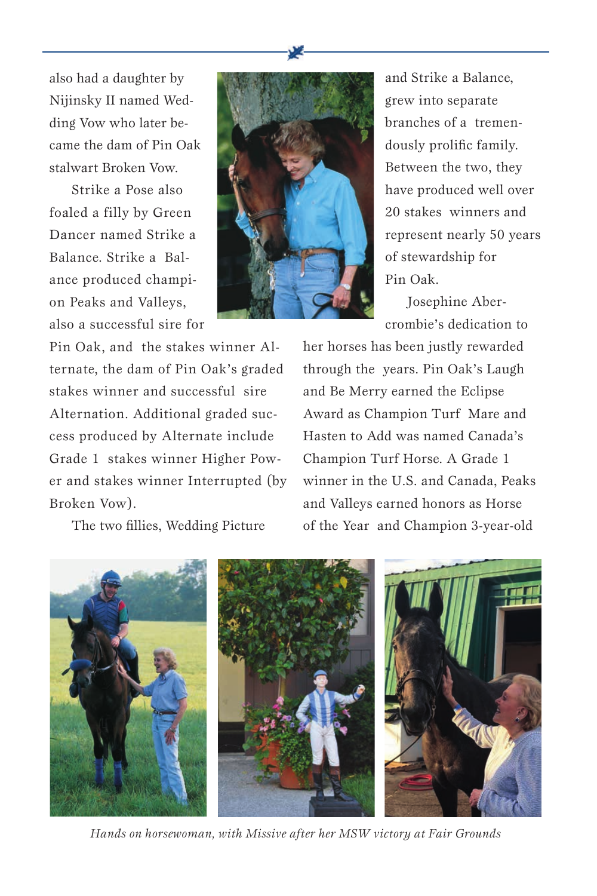also had a daughter by Nijinsky II named Wedding Vow who later became the dam of Pin Oak stalwart Broken Vow.

Strike a Pose also foaled a filly by Green Dancer named Strike a Balance. Strike a Balance produced champion Peaks and Valleys, also a successful sire for Pin Oak, and the stakes winner Alternate, the dam of Pin Oak's graded stakes winner and successful sire Alternation. Additional graded success produced by Alternate include Grade 1 stakes winner Higher Power and stakes winner Interrupted (by Broken Vow).

The two fillies, Wedding Picture and Strike a Balance, grew into separate branches of a tremendously prolific family. Between the two, they have produced well over 20 stakes winners and represent nearly 50 years of stewardship for Pin Oak.

Josephine Abercrombie's dedication to her horses has been justly rewarded through the years. Pin Oak's Laugh and Be Merry earned the Eclipse Award as Champion Turf Mare and Hasten to Add was named Canada's Champion Turf Horse. A Grade 1 winner in the U.S. and Canada, Peaks and Valleys earned honors as Horse of the Year and Champion 3-year-old

*Hands on horsewoman, with Missive after her MSW victory at Fair Grounds*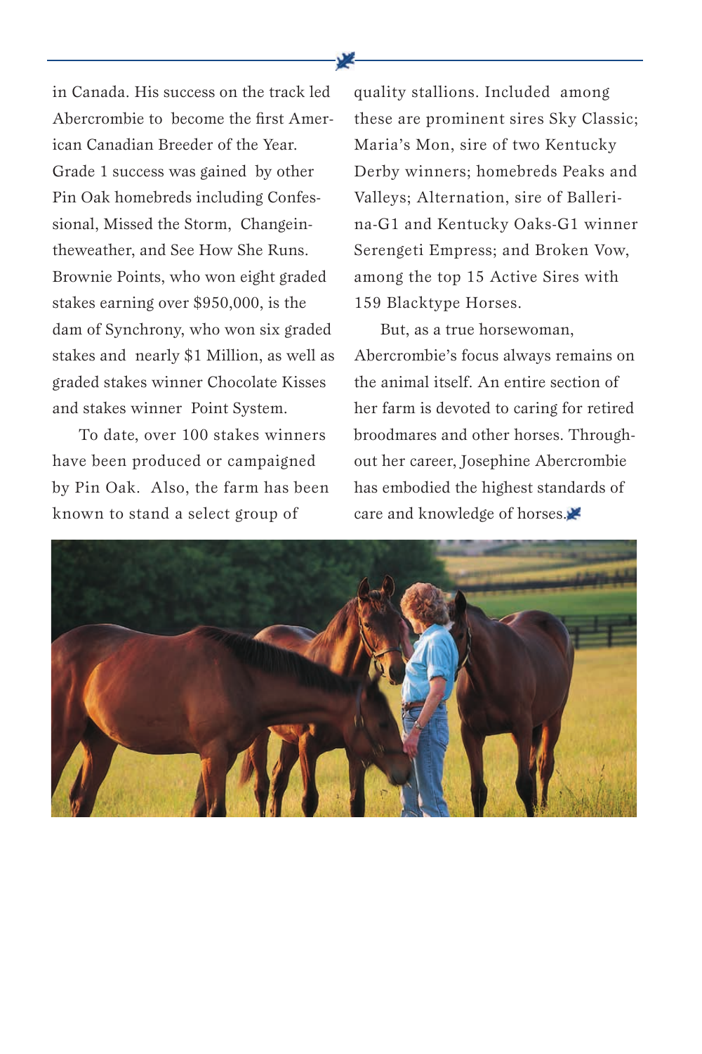in Canada. His success on the track led Abercrombie to become the first American Canadian Breeder of the Year. Grade 1 success was gained by other Pin Oak homebreds including Confessional, Missed the Storm, Changeintheweather, and See How She Runs. Brownie Points, who won eight graded stakes earning over $950,000, is the dam of Synchrony, who won six graded stakes and nearly $1 Million, as well as graded stakes winner Chocolate Kisses and stakes winner Point System.

To date, over 100 stakes winners have been produced or campaigned by Pin Oak. Also, the farm has been known to stand a select group of quality stallions. Included among these are prominent sires Sky Classic; Maria's Mon, sire of two Kentucky Derby winners; homebreds Peaks and Valleys; Alternation, sire of Ballerina-G1 and Kentucky Oaks-G1 winner Serengeti Empress; and Broken Vow, among the top 15 Active Sires with 159 Blacktype Horses.

But, as a true horsewoman, Abercrombie's focus always remains on the animal itself. An entire section of her farm is devoted to caring for retired broodmares and other horses. Throughout her career, Josephine Abercrombie has embodied the highest standards of care and knowledge of horses.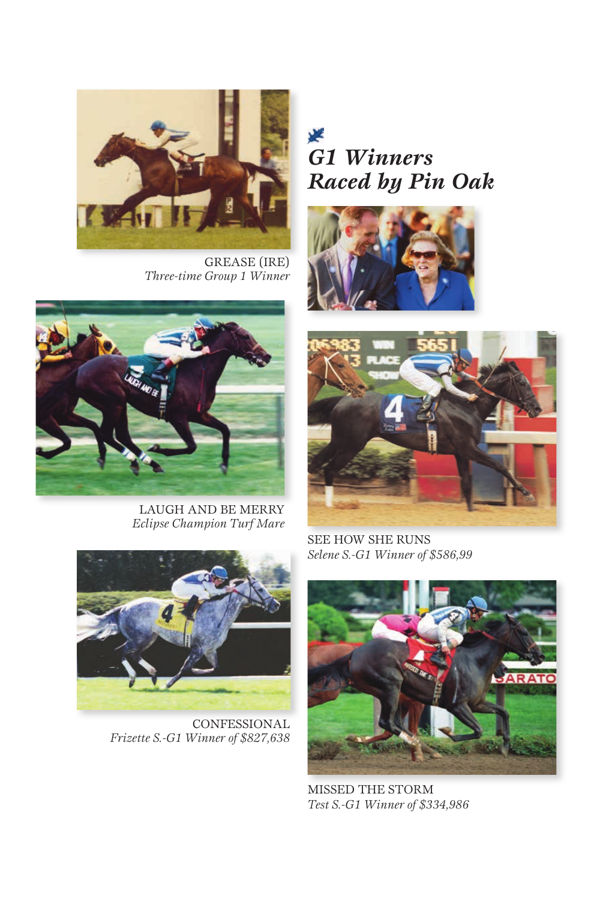## *G1 Winners Raced by Pin Oak*

GREASE (IRE)
*Three-time Group 1 Winner*

LAUGH AND BE MERRY
*Eclipse Champion Turf Mare*

SEE HOW SHE RUNS
*Selene S.-G1 Winner of $586,99*

CONFESSIONAL
*Frizette S.-G1 Winner of $827,638*

MISSED THE STORM
*Test S.-G1 Winner of $334,986*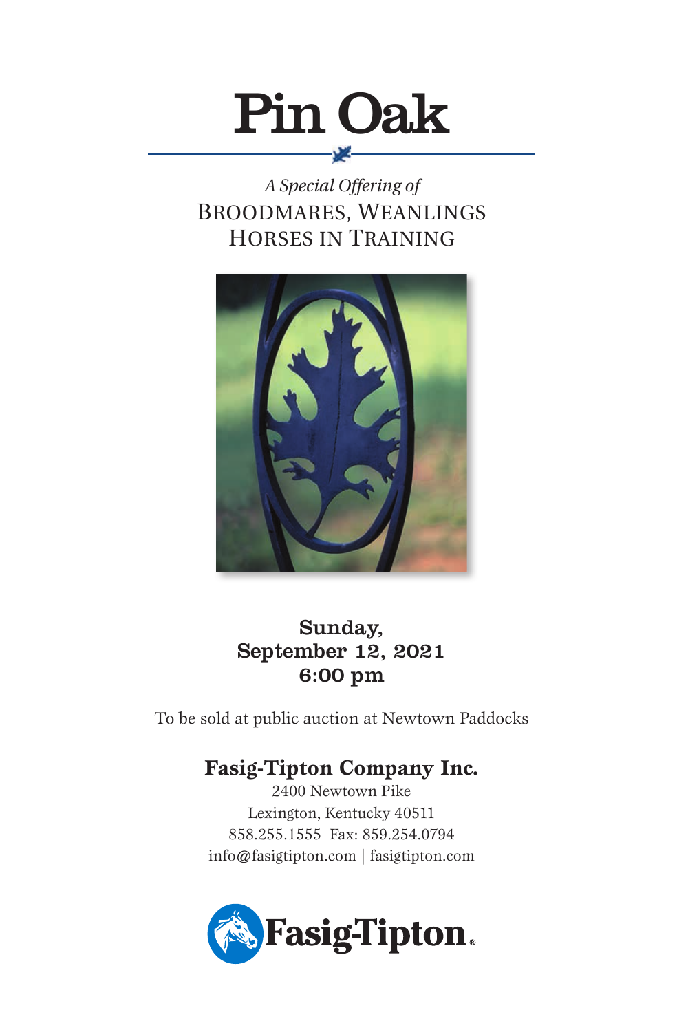# Pin Oak

*A Special Offering of*

BROODMARES, WEANLINGS
HORSES IN TRAINING

**Sunday,
September 12, 2021
6:00 pm**

To be sold at public auction at Newtown Paddocks

**Fasig-Tipton Company Inc.**

2400 Newtown Pike
Lexington, Kentucky 40511
858.255.1555 Fax: 859.254.0794
info@fasigtipton.com | fasigtipton.com

Fasig-Tipton®